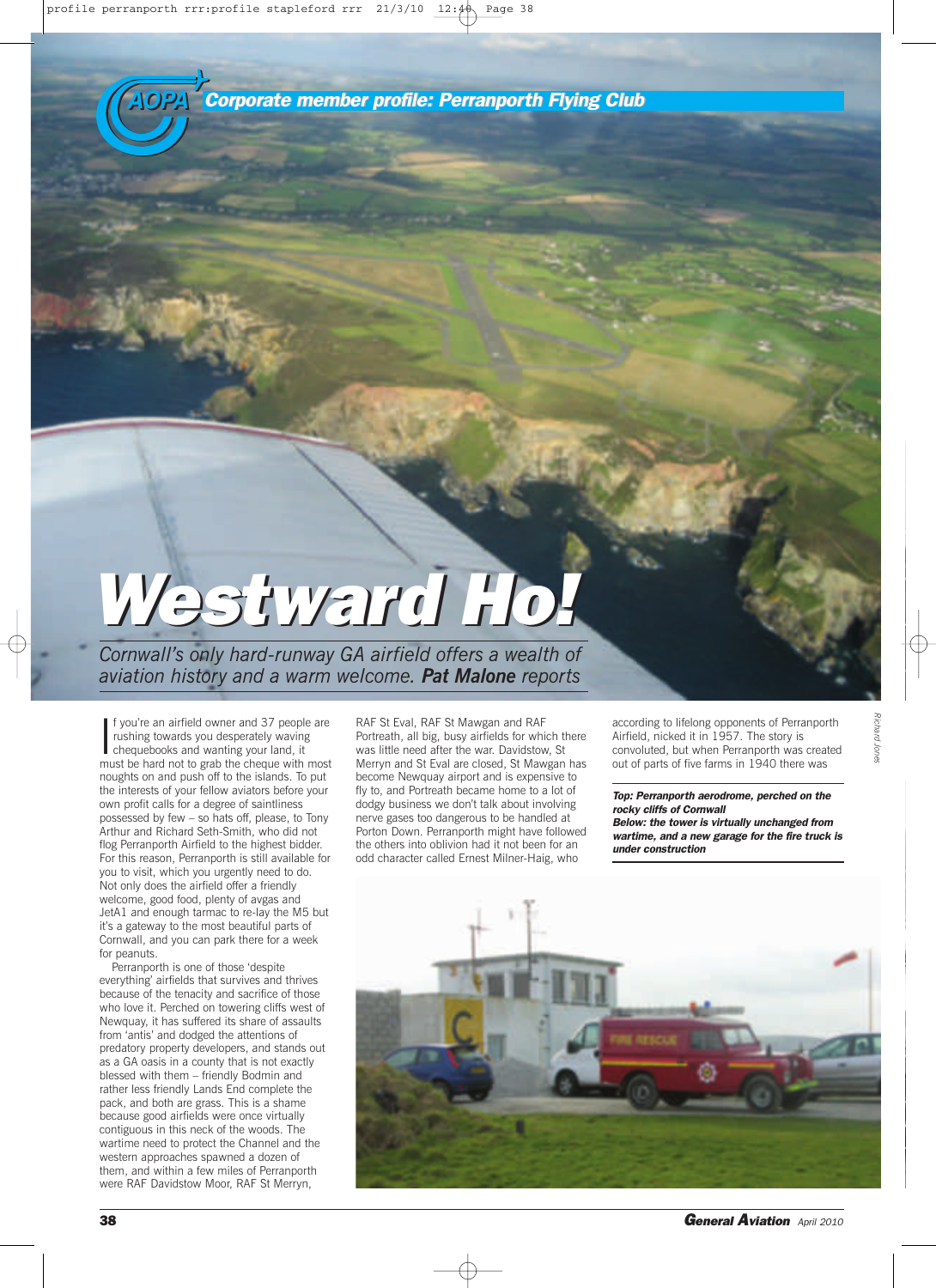## Corporate member profile: Perranporth Flying Club

# Westward Ho!

*Cornwall's only hard-runway GA airfield offers a wealth of aviation history and a warm welcome.* ***Pat Malone*** *reports*

If you're an airfield owner and 37 people are rushing towards you desperately waving chequebooks and wanting your land, it must be hard not to grab the cheque with most noughts on and push off to the islands. To put the interests of your fellow aviators before your own profit calls for a degree of saintliness possessed by few – so hats off, please, to Tony Arthur and Richard Seth-Smith, who did not flog Perranporth Airfield to the highest bidder. For this reason, Perranporth is still available for you to visit, which you urgently need to do. Not only does the airfield offer a friendly welcome, good food, plenty of avgas and JetA1 and enough tarmac to re-lay the M5 but it's a gateway to the most beautiful parts of Cornwall, and you can park there for a week for peanuts.

Perranporth is one of those 'despite everything' airfields that survives and thrives because of the tenacity and sacrifice of those who love it. Perched on towering cliffs west of Newquay, it has suffered its share of assaults from 'antis' and dodged the attentions of predatory property developers, and stands out as a GA oasis in a county that is not exactly blessed with them – friendly Bodmin and rather less friendly Lands End complete the pack, and both are grass. This is a shame because good airfields were once virtually contiguous in this neck of the woods. The wartime need to protect the Channel and the western approaches spawned a dozen of them, and within a few miles of Perranporth were RAF Davidstow Moor, RAF St Merryn, RAF St Eval, RAF St Mawgan and RAF Portreath, all big, busy airfields for which there was little need after the war. Davidstow, St Merryn and St Eval are closed, St Mawgan has become Newquay airport and is expensive to fly to, and Portreath became home to a lot of dodgy business we don't talk about involving nerve gases too dangerous to be handled at Porton Down. Perranporth might have followed the others into oblivion had it not been for an odd character called Ernest Milner-Haig, who according to lifelong opponents of Perranporth Airfield, nicked it in 1957. The story is convoluted, but when Perranporth was created out of parts of five farms in 1940 there was

***Top: Perranporth aerodrome, perched on the rocky cliffs of Cornwall***
***Below: the tower is virtually unchanged from wartime, and a new garage for the fire truck is under construction***

Richard Jones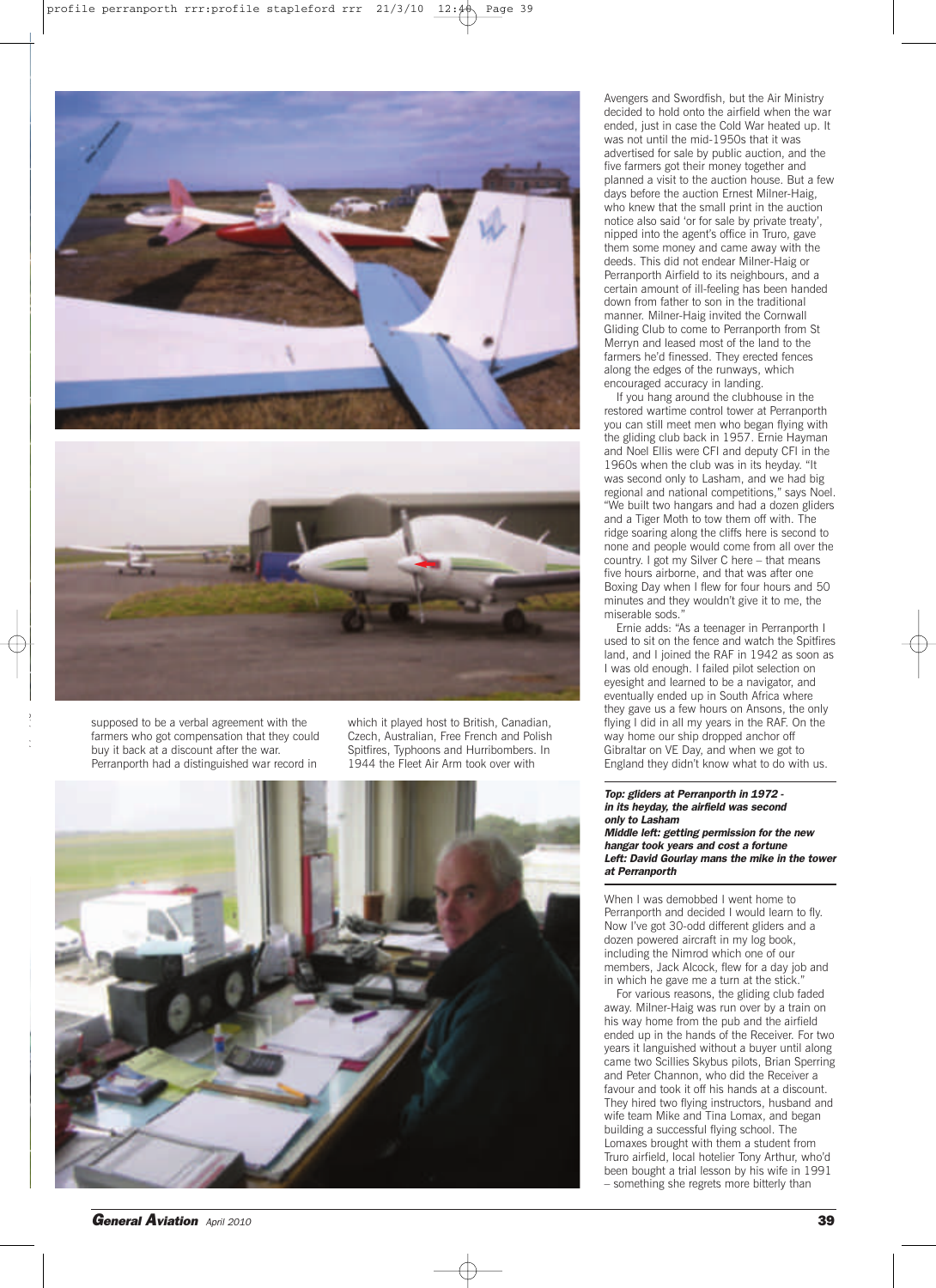supposed to be a verbal agreement with the farmers who got compensation that they could buy it back at a discount after the war. Perranporth had a distinguished war record in which it played host to British, Canadian, Czech, Australian, Free French and Polish Spitfires, Typhoons and Hurribombers. In 1944 the Fleet Air Arm took over with Avengers and Swordfish, but the Air Ministry decided to hold onto the airfield when the war ended, just in case the Cold War heated up. It was not until the mid-1950s that it was advertised for sale by public auction, and the five farmers got their money together and planned a visit to the auction house. But a few days before the auction Ernest Milner-Haig, who knew that the small print in the auction notice also said 'or for sale by private treaty', nipped into the agent's office in Truro, gave them some money and came away with the deeds. This did not endear Milner-Haig or Perranporth Airfield to its neighbours, and a certain amount of ill-feeling has been handed down from father to son in the traditional manner. Milner-Haig invited the Cornwall Gliding Club to come to Perranporth from St Merryn and leased most of the land to the farmers he'd finessed. They erected fences along the edges of the runways, which encouraged accuracy in landing.

If you hang around the clubhouse in the restored wartime control tower at Perranporth you can still meet men who began flying with the gliding club back in 1957. Ernie Hayman and Noel Ellis were CFI and deputy CFI in the 1960s when the club was in its heyday. "It was second only to Lasham, and we had big regional and national competitions," says Noel. "We built two hangars and had a dozen gliders and a Tiger Moth to tow them off with. The ridge soaring along the cliffs here is second to none and people would come from all over the country. I got my Silver C here – that means five hours airborne, and that was after one Boxing Day when I flew for four hours and 50 minutes and they wouldn't give it to me, the miserable sods."

Ernie adds: "As a teenager in Perranporth I used to sit on the fence and watch the Spitfires land, and I joined the RAF in 1942 as soon as I was old enough. I failed pilot selection on eyesight and learned to be a navigator, and eventually ended up in South Africa where they gave us a few hours on Ansons, the only flying I did in all my years in the RAF. On the way home our ship dropped anchor off Gibraltar on VE Day, and when we got to England they didn't know what to do with us.

***Top: gliders at Perranporth in 1972 - in its heyday, the airfield was second only to Lasham***
***Middle left: getting permission for the new hangar took years and cost a fortune***
***Left: David Gourlay mans the mike in the tower at Perranporth***

When I was demobbed I went home to Perranporth and decided I would learn to fly. Now I've got 30-odd different gliders and a dozen powered aircraft in my log book, including the Nimrod which one of our members, Jack Alcock, flew for a day job and in which he gave me a turn at the stick."

For various reasons, the gliding club faded away. Milner-Haig was run over by a train on his way home from the pub and the airfield ended up in the hands of the Receiver. For two years it languished without a buyer until along came two Scillies Skybus pilots, Brian Sperring and Peter Channon, who did the Receiver a favour and took it off his hands at a discount. They hired two flying instructors, husband and wife team Mike and Tina Lomax, and began building a successful flying school. The Lomaxes brought with them a student from Truro airfield, local hotelier Tony Arthur, who'd been bought a trial lesson by his wife in 1991 – something she regrets more bitterly than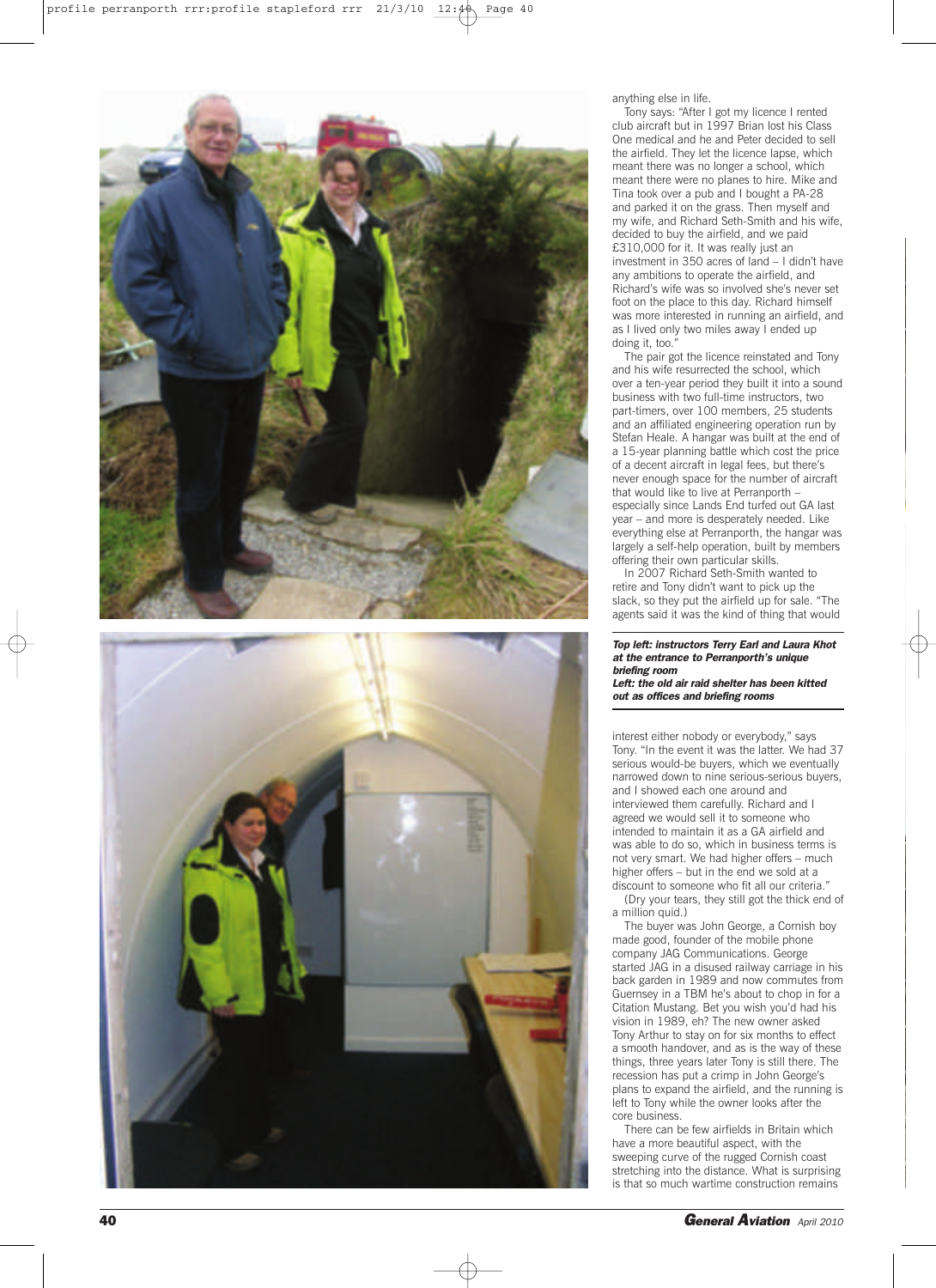anything else in life.

Tony says: "After I got my licence I rented club aircraft but in 1997 Brian lost his Class One medical and he and Peter decided to sell the airfield. They let the licence lapse, which meant there was no longer a school, which meant there were no planes to hire. Mike and Tina took over a pub and I bought a PA-28 and parked it on the grass. Then myself and my wife, and Richard Seth-Smith and his wife, decided to buy the airfield, and we paid £310,000 for it. It was really just an investment in 350 acres of land – I didn't have any ambitions to operate the airfield, and Richard's wife was so involved she's never set foot on the place to this day. Richard himself was more interested in running an airfield, and as I lived only two miles away I ended up doing it, too."

The pair got the licence reinstated and Tony and his wife resurrected the school, which over a ten-year period they built it into a sound business with two full-time instructors, two part-timers, over 100 members, 25 students and an affiliated engineering operation run by Stefan Heale. A hangar was built at the end of a 15-year planning battle which cost the price of a decent aircraft in legal fees, but there's never enough space for the number of aircraft that would like to live at Perranporth – especially since Lands End turfed out GA last year – and more is desperately needed. Like everything else at Perranporth, the hangar was largely a self-help operation, built by members offering their own particular skills.

In 2007 Richard Seth-Smith wanted to retire and Tony didn't want to pick up the slack, so they put the airfield up for sale. "The agents said it was the kind of thing that would interest either nobody or everybody," says Tony. "In the event it was the latter. We had 37 serious would-be buyers, which we eventually narrowed down to nine serious-serious buyers, and I showed each one around and interviewed them carefully. Richard and I agreed we would sell it to someone who intended to maintain it as a GA airfield and was able to do so, which in business terms is not very smart. We had higher offers – much higher offers – but in the end we sold at a discount to someone who fit all our criteria."

(Dry your tears, they still got the thick end of a million quid.)

The buyer was John George, a Cornish boy made good, founder of the mobile phone company JAG Communications. George started JAG in a disused railway carriage in his back garden in 1989 and now commutes from Guernsey in a TBM he's about to chop in for a Citation Mustang. Bet you wish you'd had his vision in 1989, eh? The new owner asked Tony Arthur to stay on for six months to effect a smooth handover, and as is the way of these things, three years later Tony is still there. The recession has put a crimp in John George's plans to expand the airfield, and the running is left to Tony while the owner looks after the core business.

There can be few airfields in Britain which have a more beautiful aspect, with the sweeping curve of the rugged Cornish coast stretching into the distance. What is surprising is that so much wartime construction remains

***Top left: instructors Terry Earl and Laura Khot at the entrance to Perranporth's unique briefing room***
***Left: the old air raid shelter has been kitted out as offices and briefing rooms***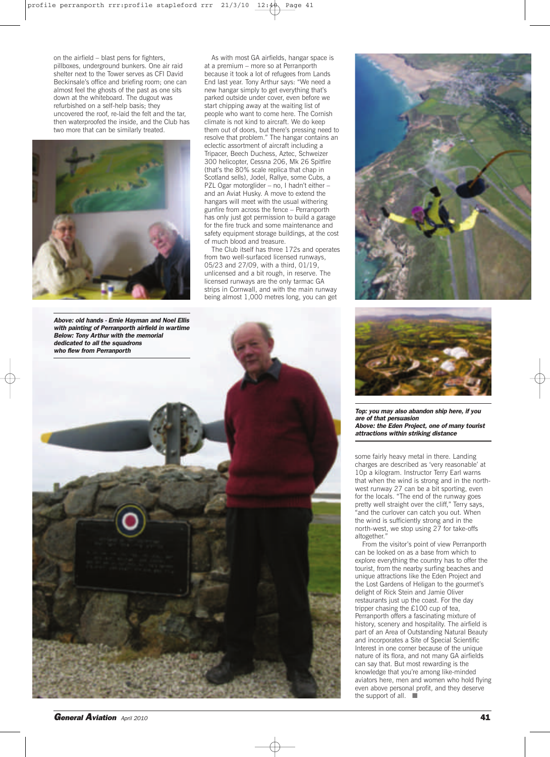on the airfield – blast pens for fighters, pillboxes, underground bunkers. One air raid shelter next to the Tower serves as CFI David Beckinsale's office and briefing room; one can almost feel the ghosts of the past as one sits down at the whiteboard. The dugout was refurbished on a self-help basis; they uncovered the roof, re-laid the felt and the tar, then waterproofed the inside, and the Club has two more that can be similarly treated.

***Above: old hands - Ernie Hayman and Noel Ellis with painting of Perranporth airfield in wartime***
***Below: Tony Arthur with the memorial dedicated to all the squadrons who flew from Perranporth***

As with most GA airfields, hangar space is at a premium – more so at Perranporth because it took a lot of refugees from Lands End last year. Tony Arthur says: "We need a new hangar simply to get everything that's parked outside under cover, even before we start chipping away at the waiting list of people who want to come here. The Cornish climate is not kind to aircraft. We do keep them out of doors, but there's pressing need to resolve that problem." The hangar contains an eclectic assortment of aircraft including a Tripacer, Beech Duchess, Aztec, Schweizer 300 helicopter, Cessna 206, Mk 26 Spitfire (that's the 80% scale replica that chap in Scotland sells), Jodel, Rallye, some Cubs, a PZL Ogar motorglider – no, I hadn't either – and an Aviat Husky. A move to extend the hangars will meet with the usual withering gunfire from across the fence – Perranporth has only just got permission to build a garage for the fire truck and some maintenance and safety equipment storage buildings, at the cost of much blood and treasure.

The Club itself has three 172s and operates from two well-surfaced licensed runways, 05/23 and 27/09, with a third, 01/19, unlicensed and a bit rough, in reserve. The licensed runways are the only tarmac GA strips in Cornwall, and with the main runway being almost 1,000 metres long, you can get some fairly heavy metal in there. Landing charges are described as 'very reasonable' at 10p a kilogram. Instructor Terry Earl warns that when the wind is strong and in the north-west runway 27 can be a bit sporting, even for the locals. "The end of the runway goes pretty well straight over the cliff," Terry says, "and the curlover can catch you out. When the wind is sufficiently strong and in the north-west, we stop using 27 for take-offs altogether."

***Top: you may also abandon ship here, if you are of that persuasion***
***Above: the Eden Project, one of many tourist attractions within striking distance***

From the visitor's point of view Perranporth can be looked on as a base from which to explore everything the country has to offer the tourist, from the nearby surfing beaches and unique attractions like the Eden Project and the Lost Gardens of Heligan to the gourmet's delight of Rick Stein and Jamie Oliver restaurants just up the coast. For the day tripper chasing the £100 cup of tea, Perranporth offers a fascinating mixture of history, scenery and hospitality. The airfield is part of an Area of Outstanding Natural Beauty and incorporates a Site of Special Scientific Interest in one corner because of the unique nature of its flora, and not many GA airfields can say that. But most rewarding is the knowledge that you're among like-minded aviators here, men and women who hold flying even above personal profit, and they deserve the support of all. ■